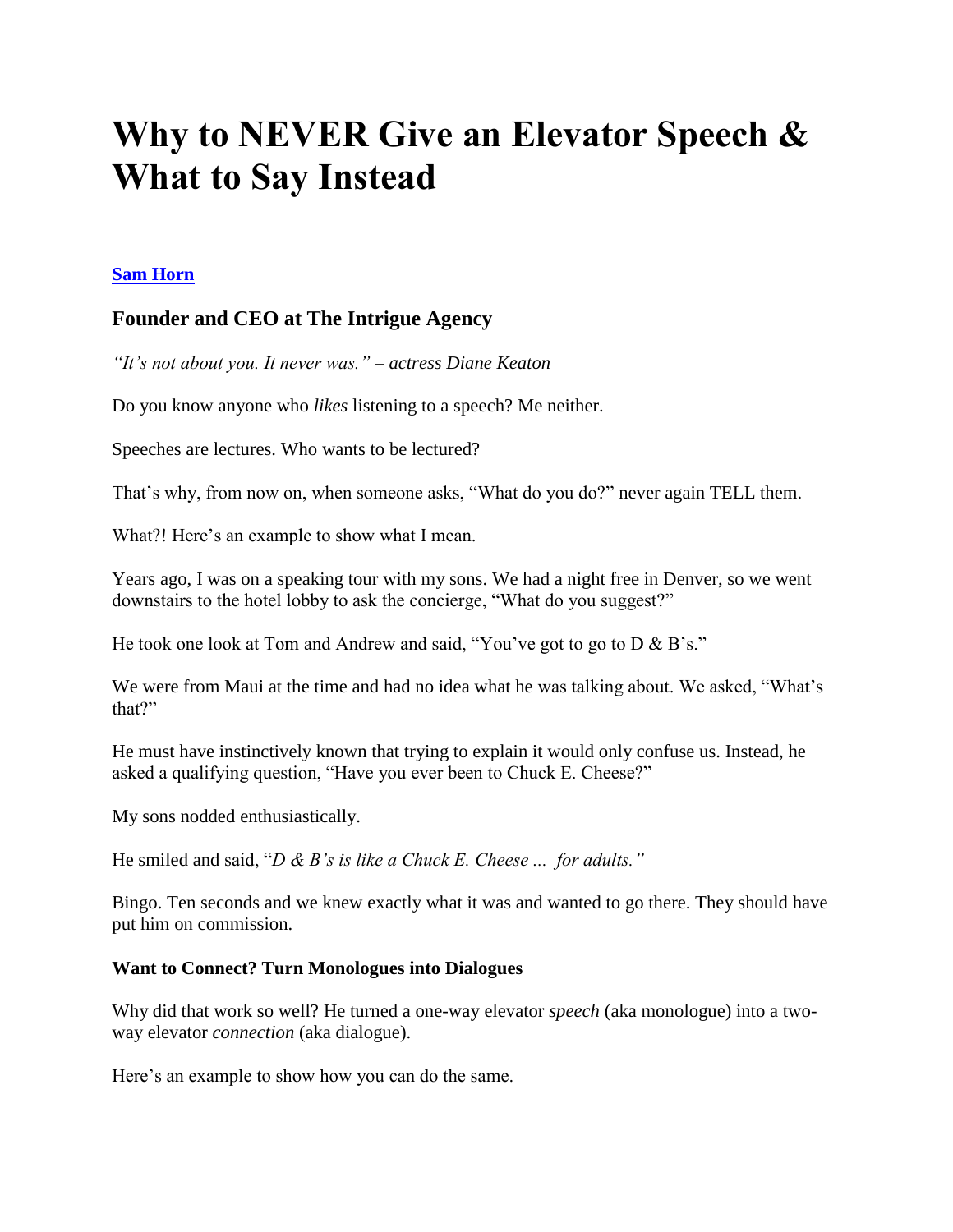# Why to NEVER Give an Elevator Speech & What to Say Instead

**[Sam Horn](#)**

### Founder and CEO at The Intrigue Agency

*"It's not about you. It never was." – actress Diane Keaton*

Do you know anyone who *likes* listening to a speech? Me neither.

Speeches are lectures. Who wants to be lectured?

That's why, from now on, when someone asks, "What do you do?" never again TELL them.

What?! Here's an example to show what I mean.

Years ago, I was on a speaking tour with my sons. We had a night free in Denver, so we went downstairs to the hotel lobby to ask the concierge, "What do you suggest?"

He took one look at Tom and Andrew and said, "You've got to go to D & B's."

We were from Maui at the time and had no idea what he was talking about. We asked, "What's that?"

He must have instinctively known that trying to explain it would only confuse us. Instead, he asked a qualifying question, "Have you ever been to Chuck E. Cheese?"

My sons nodded enthusiastically.

He smiled and said, "*D & B's is like a Chuck E. Cheese ... for adults."*

Bingo. Ten seconds and we knew exactly what it was and wanted to go there. They should have put him on commission.

**Want to Connect? Turn Monologues into Dialogues**

Why did that work so well? He turned a one-way elevator *speech* (aka monologue) into a two-way elevator *connection* (aka dialogue).

Here's an example to show how you can do the same.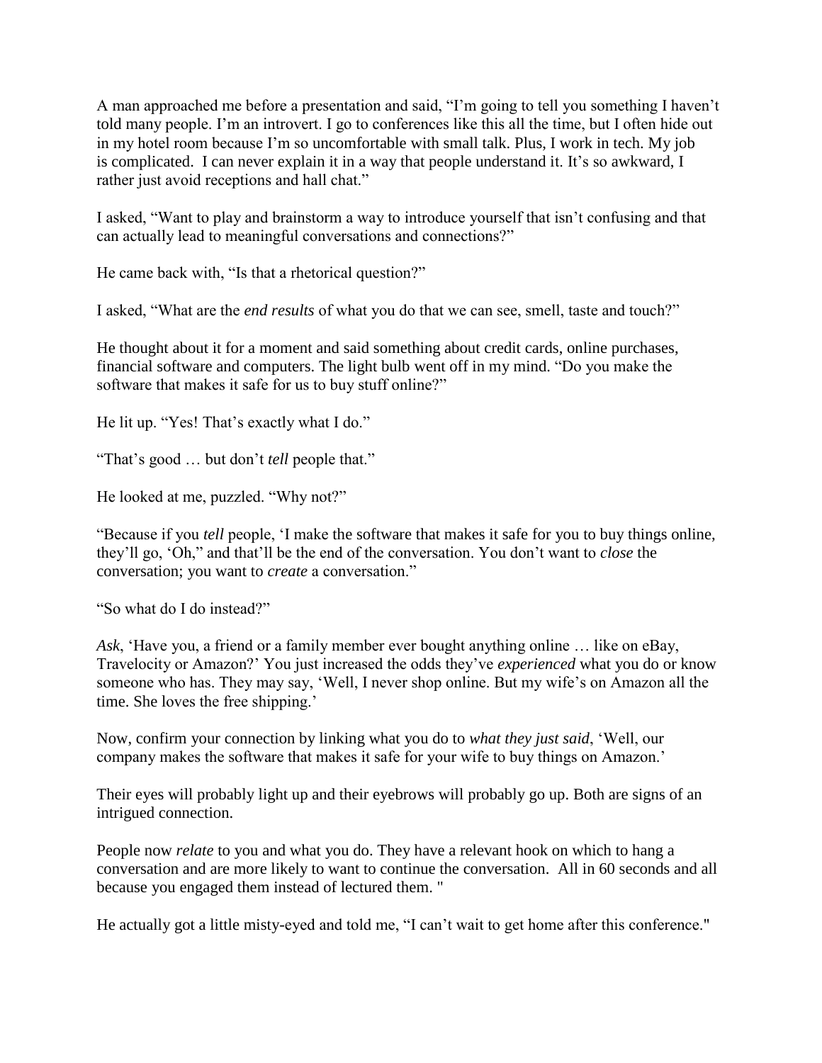A man approached me before a presentation and said, "I'm going to tell you something I haven't told many people. I'm an introvert. I go to conferences like this all the time, but I often hide out in my hotel room because I'm so uncomfortable with small talk. Plus, I work in tech. My job is complicated. I can never explain it in a way that people understand it. It's so awkward, I rather just avoid receptions and hall chat."

I asked, "Want to play and brainstorm a way to introduce yourself that isn't confusing and that can actually lead to meaningful conversations and connections?"

He came back with, "Is that a rhetorical question?"

I asked, "What are the *end results* of what you do that we can see, smell, taste and touch?"

He thought about it for a moment and said something about credit cards, online purchases, financial software and computers. The light bulb went off in my mind. "Do you make the software that makes it safe for us to buy stuff online?"

He lit up. "Yes! That's exactly what I do."

"That's good … but don't *tell* people that."

He looked at me, puzzled. "Why not?"

"Because if you *tell* people, 'I make the software that makes it safe for you to buy things online, they'll go, 'Oh," and that'll be the end of the conversation. You don't want to *close* the conversation; you want to *create* a conversation."

"So what do I do instead?"

*Ask*, 'Have you, a friend or a family member ever bought anything online … like on eBay, Travelocity or Amazon?' You just increased the odds they've *experienced* what you do or know someone who has. They may say, 'Well, I never shop online. But my wife's on Amazon all the time. She loves the free shipping.'

Now, confirm your connection by linking what you do to *what they just said*, 'Well, our company makes the software that makes it safe for your wife to buy things on Amazon.'

Their eyes will probably light up and their eyebrows will probably go up. Both are signs of an intrigued connection.

People now *relate* to you and what you do. They have a relevant hook on which to hang a conversation and are more likely to want to continue the conversation. All in 60 seconds and all because you engaged them instead of lectured them. "

He actually got a little misty-eyed and told me, "I can't wait to get home after this conference."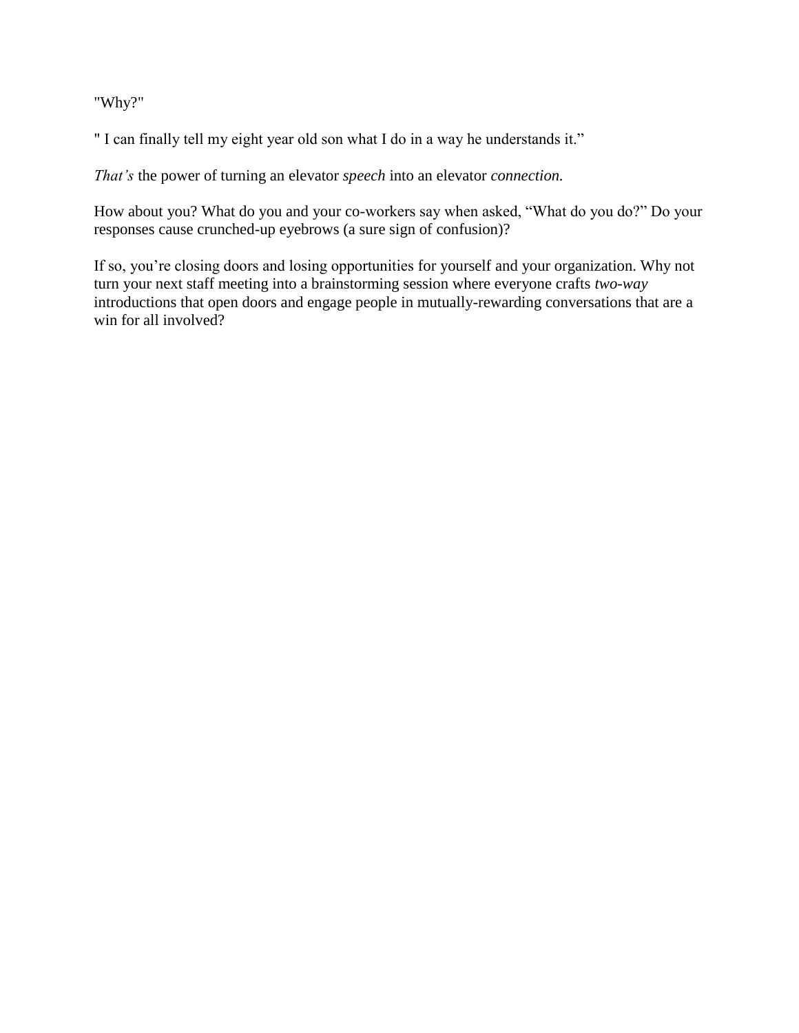"Why?"

" I can finally tell my eight year old son what I do in a way he understands it."

*That's* the power of turning an elevator *speech* into an elevator *connection.*

How about you? What do you and your co-workers say when asked, "What do you do?" Do your responses cause crunched-up eyebrows (a sure sign of confusion)?

If so, you're closing doors and losing opportunities for yourself and your organization. Why not turn your next staff meeting into a brainstorming session where everyone crafts *two-way* introductions that open doors and engage people in mutually-rewarding conversations that are a win for all involved?